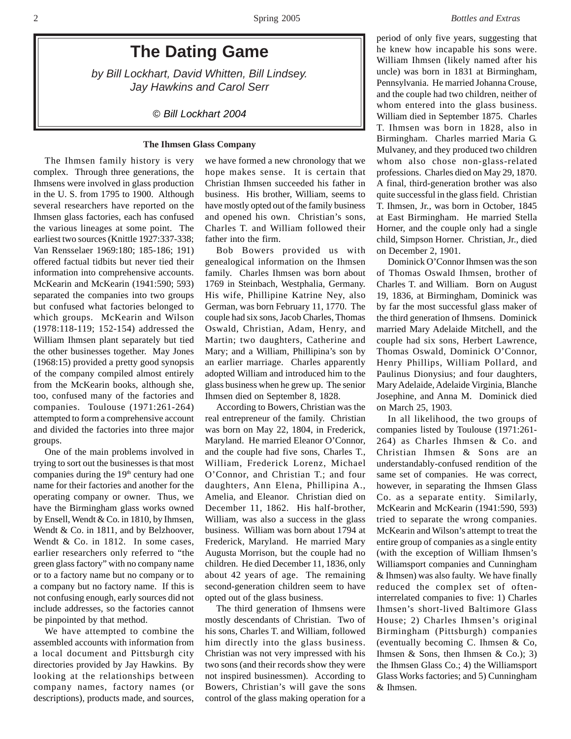# The Dating Game

*by Bill Lockhart, David Whitten, Bill Lindsey. Jay Hawkins and Carol Serr*

*© Bill Lockhart 2004*

**The Ihmsen Glass Company**

The Ihmsen family history is very complex. Through three generations, the Ihmsens were involved in glass production in the U. S. from 1795 to 1900. Although several researchers have reported on the Ihmsen glass factories, each has confused the various lineages at some point. The earliest two sources (Knittle 1927:337-338; Van Rensselaer 1969:180; 185-186; 191) offered factual tidbits but never tied their information into comprehensive accounts. McKearin and McKearin (1941:590; 593) separated the companies into two groups but confused what factories belonged to which groups. McKearin and Wilson (1978:118-119; 152-154) addressed the William Ihmsen plant separately but tied the other businesses together. May Jones (1968:15) provided a pretty good synopsis of the company compiled almost entirely from the McKearin books, although she, too, confused many of the factories and companies. Toulouse (1971:261-264) attempted to form a comprehensive account and divided the factories into three major groups.

One of the main problems involved in trying to sort out the businesses is that most companies during the 19th century had one name for their factories and another for the operating company or owner. Thus, we have the Birmingham glass works owned by Ensell, Wendt & Co. in 1810, by Ihmsen, Wendt & Co. in 1811, and by Belzhoover, Wendt & Co. in 1812. In some cases, earlier researchers only referred to "the green glass factory" with no company name or to a factory name but no company or to a company but no factory name. If this is not confusing enough, early sources did not include addresses, so the factories cannot be pinpointed by that method.

We have attempted to combine the assembled accounts with information from a local document and Pittsburgh city directories provided by Jay Hawkins. By looking at the relationships between company names, factory names (or descriptions), products made, and sources, we have formed a new chronology that we hope makes sense. It is certain that Christian Ihmsen succeeded his father in business. His brother, William, seems to have mostly opted out of the family business and opened his own. Christian's sons, Charles T. and William followed their father into the firm.

Bob Bowers provided us with genealogical information on the Ihmsen family. Charles Ihmsen was born about 1769 in Steinbach, Westphalia, Germany. His wife, Phillipine Katrine Ney, also German, was born February 11, 1770. The couple had six sons, Jacob Charles, Thomas Oswald, Christian, Adam, Henry, and Martin; two daughters, Catherine and Mary; and a William, Phillipina's son by an earlier marriage. Charles apparently adopted William and introduced him to the glass business when he grew up. The senior Ihmsen died on September 8, 1828.

According to Bowers, Christian was the real entrepreneur of the family. Christian was born on May 22, 1804, in Frederick, Maryland. He married Eleanor O'Connor, and the couple had five sons, Charles T., William, Frederick Lorenz, Michael O'Connor, and Christian T.; and four daughters, Ann Elena, Phillipina A., Amelia, and Eleanor. Christian died on December 11, 1862. His half-brother, William, was also a success in the glass business. William was born about 1794 at Frederick, Maryland. He married Mary Augusta Morrison, but the couple had no children. He died December 11, 1836, only about 42 years of age. The remaining second-generation children seem to have opted out of the glass business.

The third generation of Ihmsens were mostly descendants of Christian. Two of his sons, Charles T. and William, followed him directly into the glass business. Christian was not very impressed with his two sons (and their records show they were not inspired businessmen). According to Bowers, Christian's will gave the sons control of the glass making operation for a period of only five years, suggesting that he knew how incapable his sons were. William Ihmsen (likely named after his uncle) was born in 1831 at Birmingham, Pennsylvania. He married Johanna Crouse, and the couple had two children, neither of whom entered into the glass business. William died in September 1875. Charles T. Ihmsen was born in 1828, also in Birmingham. Charles married Maria G. Mulvaney, and they produced two children whom also chose non-glass-related professions. Charles died on May 29, 1870. A final, third-generation brother was also quite successful in the glass field. Christian T. Ihmsen, Jr., was born in October, 1845 at East Birmingham. He married Stella Horner, and the couple only had a single child, Simpson Horner. Christian, Jr., died on December 2, 1901.

Dominick O'Connor Ihmsen was the son of Thomas Oswald Ihmsen, brother of Charles T. and William. Born on August 19, 1836, at Birmingham, Dominick was by far the most successful glass maker of the third generation of Ihmsens. Dominick married Mary Adelaide Mitchell, and the couple had six sons, Herbert Lawrence, Thomas Oswald, Dominick O'Connor, Henry Phillips, William Pollard, and Paulinus Dionysius; and four daughters, Mary Adelaide, Adelaide Virginia, Blanche Josephine, and Anna M. Dominick died on March 25, 1903.

In all likelihood, the two groups of companies listed by Toulouse (1971:261-264) as Charles Ihmsen & Co. and Christian Ihmsen & Sons are an understandably-confused rendition of the same set of companies. He was correct, however, in separating the Ihmsen Glass Co. as a separate entity. Similarly, McKearin and McKearin (1941:590, 593) tried to separate the wrong companies. McKearin and Wilson's attempt to treat the entire group of companies as a single entity (with the exception of William Ihmsen's Williamsport companies and Cunningham & Ihmsen) was also faulty. We have finally reduced the complex set of often-interrelated companies to five: 1) Charles Ihmsen's short-lived Baltimore Glass House; 2) Charles Ihmsen's original Birmingham (Pittsburgh) companies (eventually becoming C. Ihmsen & Co, Ihmsen & Sons, then Ihmsen & Co.); 3) the Ihmsen Glass Co.; 4) the Williamsport Glass Works factories; and 5) Cunningham & Ihmsen.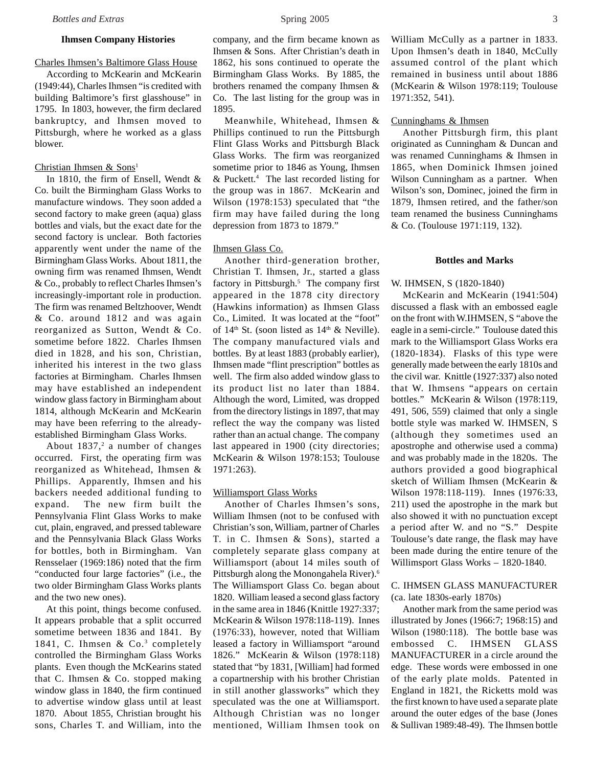## Ihmsen Company Histories

### Charles Ihmsen's Baltimore Glass House

According to McKearin and McKearin (1949:44), Charles Ihmsen "is credited with building Baltimore's first glasshouse" in 1795. In 1803, however, the firm declared bankruptcy, and Ihmsen moved to Pittsburgh, where he worked as a glass blower.

### Christian Ihmsen & Sons[1]

In 1810, the firm of Ensell, Wendt & Co. built the Birmingham Glass Works to manufacture windows. They soon added a second factory to make green (aqua) glass bottles and vials, but the exact date for the second factory is unclear. Both factories apparently went under the name of the Birmingham Glass Works. About 1811, the owning firm was renamed Ihmsen, Wendt & Co., probably to reflect Charles Ihmsen's increasingly-important role in production. The firm was renamed Beltzhoover, Wendt & Co. around 1812 and was again reorganized as Sutton, Wendt & Co. sometime before 1822. Charles Ihmsen died in 1828, and his son, Christian, inherited his interest in the two glass factories at Birmingham. Charles Ihmsen may have established an independent window glass factory in Birmingham about 1814, although McKearin and McKearin may have been referring to the already-established Birmingham Glass Works.

About 1837,[2] a number of changes occurred. First, the operating firm was reorganized as Whitehead, Ihmsen & Phillips. Apparently, Ihmsen and his backers needed additional funding to expand. The new firm built the Pennsylvania Flint Glass Works to make cut, plain, engraved, and pressed tableware and the Pennsylvania Black Glass Works for bottles, both in Birmingham. Van Rensselaer (1969:186) noted that the firm "conducted four large factories" (i.e., the two older Birmingham Glass Works plants and the two new ones).

At this point, things become confused. It appears probable that a split occurred sometime between 1836 and 1841. By 1841, C. Ihmsen & Co.[3] completely controlled the Birmingham Glass Works plants. Even though the McKearins stated that C. Ihmsen & Co. stopped making window glass in 1840, the firm continued to advertise window glass until at least 1870. About 1855, Christian brought his sons, Charles T. and William, into the company, and the firm became known as Ihmsen & Sons. After Christian's death in 1862, his sons continued to operate the Birmingham Glass Works. By 1885, the brothers renamed the company Ihmsen & Co. The last listing for the group was in 1895.

Meanwhile, Whitehead, Ihmsen & Phillips continued to run the Pittsburgh Flint Glass Works and Pittsburgh Black Glass Works. The firm was reorganized sometime prior to 1846 as Young, Ihmsen & Puckett.[4] The last recorded listing for the group was in 1867. McKearin and Wilson (1978:153) speculated that "the firm may have failed during the long depression from 1873 to 1879."

### Ihmsen Glass Co.

Another third-generation brother, Christian T. Ihmsen, Jr., started a glass factory in Pittsburgh.[5] The company first appeared in the 1878 city directory (Hawkins information) as Ihmsen Glass Co., Limited. It was located at the "foot" of 14th St. (soon listed as 14th & Neville). The company manufactured vials and bottles. By at least 1883 (probably earlier), Ihmsen made "flint prescription" bottles as well. The firm also added window glass to its product list no later than 1884. Although the word, Limited, was dropped from the directory listings in 1897, that may reflect the way the company was listed rather than an actual change. The company last appeared in 1900 (city directories; McKearin & Wilson 1978:153; Toulouse 1971:263).

### Williamsport Glass Works

Another of Charles Ihmsen's sons, William Ihmsen (not to be confused with Christian's son, William, partner of Charles T. in C. Ihmsen & Sons), started a completely separate glass company at Williamsport (about 14 miles south of Pittsburgh along the Monongahela River).[6] The Williamsport Glass Co. began about 1820. William leased a second glass factory in the same area in 1846 (Knittle 1927:337; McKearin & Wilson 1978:118-119). Innes (1976:33), however, noted that William leased a factory in Williamsport "around 1826." McKearin & Wilson (1978:118) stated that "by 1831, [William] had formed a copartnership with his brother Christian in still another glassworks" which they speculated was the one at Williamsport. Although Christian was no longer mentioned, William Ihmsen took on William McCully as a partner in 1833. Upon Ihmsen's death in 1840, McCully assumed control of the plant which remained in business until about 1886 (McKearin & Wilson 1978:119; Toulouse 1971:352, 541).

### Cunninghams & Ihmsen

Another Pittsburgh firm, this plant originated as Cunningham & Duncan and was renamed Cunninghams & Ihmsen in 1865, when Dominick Ihmsen joined Wilson Cunningham as a partner. When Wilson's son, Dominec, joined the firm in 1879, Ihmsen retired, and the father/son team renamed the business Cunninghams & Co. (Toulouse 1971:119, 132).

## Bottles and Marks

### W. IHMSEN, S (1820-1840)

McKearin and McKearin (1941:504) discussed a flask with an embossed eagle on the front with W.IHMSEN, S "above the eagle in a semi-circle." Toulouse dated this mark to the Williamsport Glass Works era (1820-1834). Flasks of this type were generally made between the early 1810s and the civil war. Knittle (1927:337) also noted that W. Ihmsens "appears on certain bottles." McKearin & Wilson (1978:119, 491, 506, 559) claimed that only a single bottle style was marked W. IHMSEN, S (although they sometimes used an apostrophe and otherwise used a comma) and was probably made in the 1820s. The authors provided a good biographical sketch of William Ihmsen (McKearin & Wilson 1978:118-119). Innes (1976:33, 211) used the apostrophe in the mark but also showed it with no punctuation except a period after W. and no "S." Despite Toulouse's date range, the flask may have been made during the entire tenure of the Willimsport Glass Works – 1820-1840.

### C. IHMSEN GLASS MANUFACTURER (ca. late 1830s-early 1870s)

Another mark from the same period was illustrated by Jones (1966:7; 1968:15) and Wilson (1980:118). The bottle base was embossed C. IHMSEN GLASS MANUFACTURER in a circle around the edge. These words were embossed in one of the early plate molds. Patented in England in 1821, the Ricketts mold was the first known to have used a separate plate around the outer edges of the base (Jones & Sullivan 1989:48-49). The Ihmsen bottle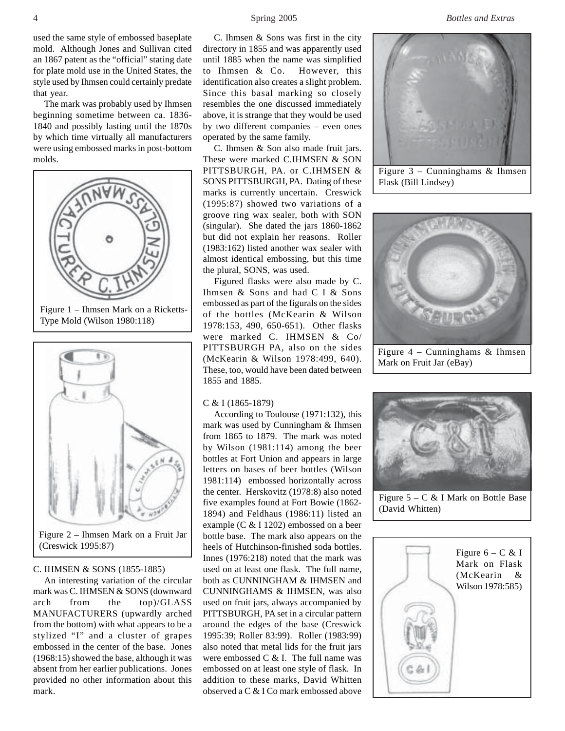used the same style of embossed baseplate mold. Although Jones and Sullivan cited an 1867 patent as the "official" stating date for plate mold use in the United States, the style used by Ihmsen could certainly predate that year.

The mark was probably used by Ihmsen beginning sometime between ca. 1836-1840 and possibly lasting until the 1870s by which time virtually all manufacturers were using embossed marks in post-bottom molds.

Figure 1 – Ihmsen Mark on a Ricketts-Type Mold (Wilson 1980:118)

Figure 2 – Ihmsen Mark on a Fruit Jar (Creswick 1995:87)

C. IHMSEN & SONS (1855-1885)

An interesting variation of the circular mark was C. IHMSEN & SONS (downward arch from the top)/GLASS MANUFACTURERS (upwardly arched from the bottom) with what appears to be a stylized "I" and a cluster of grapes embossed in the center of the base. Jones (1968:15) showed the base, although it was absent from her earlier publications. Jones provided no other information about this mark.

C. Ihmsen & Sons was first in the city directory in 1855 and was apparently used until 1885 when the name was simplified to Ihmsen & Co. However, this identification also creates a slight problem. Since this basal marking so closely resembles the one discussed immediately above, it is strange that they would be used by two different companies – even ones operated by the same family.

C. Ihmsen & Son also made fruit jars. These were marked C.IHMSEN & SON PITTSBURGH, PA. or C.IHMSEN & SONS PITTSBURGH, PA. Dating of these marks is currently uncertain. Creswick (1995:87) showed two variations of a groove ring wax sealer, both with SON (singular). She dated the jars 1860-1862 but did not explain her reasons. Roller (1983:162) listed another wax sealer with almost identical embossing, but this time the plural, SONS, was used.

Figured flasks were also made by C. Ihmsen & Sons and had C I & Sons embossed as part of the figurals on the sides of the bottles (McKearin & Wilson 1978:153, 490, 650-651). Other flasks were marked C. IHMSEN & Co/ PITTSBURGH PA, also on the sides (McKearin & Wilson 1978:499, 640). These, too, would have been dated between 1855 and 1885.

C & I (1865-1879)

According to Toulouse (1971:132), this mark was used by Cunningham & Ihmsen from 1865 to 1879. The mark was noted by Wilson (1981:114) among the beer bottles at Fort Union and appears in large letters on bases of beer bottles (Wilson 1981:114) embossed horizontally across the center. Herskovitz (1978:8) also noted five examples found at Fort Bowie (1862-1894) and Feldhaus (1986:11) listed an example (C & I 1202) embossed on a beer bottle base. The mark also appears on the heels of Hutchinson-finished soda bottles. Innes (1976:218) noted that the mark was used on at least one flask. The full name, both as CUNNINGHAM & IHMSEN and CUNNINGHAMS & IHMSEN, was also used on fruit jars, always accompanied by PITTSBURGH, PA set in a circular pattern around the edges of the base (Creswick 1995:39; Roller 83:99). Roller (1983:99) also noted that metal lids for the fruit jars were embossed C & I. The full name was embossed on at least one style of flask. In addition to these marks, David Whitten observed a C & I Co mark embossed above

Figure 3 – Cunninghams & Ihmsen Flask (Bill Lindsey)

Figure 4 – Cunninghams & Ihmsen Mark on Fruit Jar (eBay)

Figure 5 – C & I Mark on Bottle Base (David Whitten)

Figure 6 – C & I Mark on Flask (McKearin & Wilson 1978:585)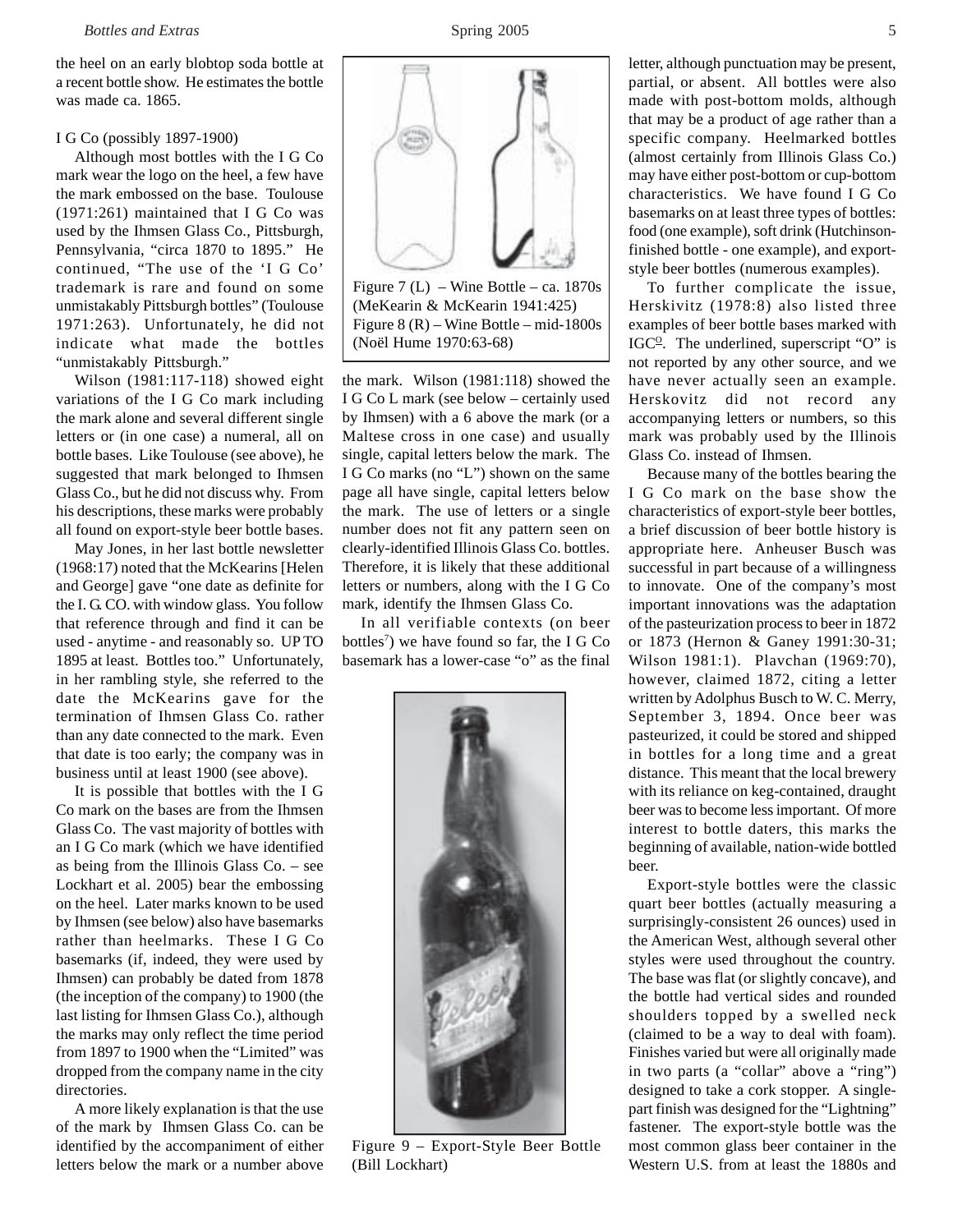the heel on an early blobtop soda bottle at a recent bottle show. He estimates the bottle was made ca. 1865.

I G Co (possibly 1897-1900)

Although most bottles with the I G Co mark wear the logo on the heel, a few have the mark embossed on the base. Toulouse (1971:261) maintained that I G Co was used by the Ihmsen Glass Co., Pittsburgh, Pennsylvania, "circa 1870 to 1895." He continued, "The use of the 'I G Co' trademark is rare and found on some unmistakably Pittsburgh bottles" (Toulouse 1971:263). Unfortunately, he did not indicate what made the bottles "unmistakably Pittsburgh."

Wilson (1981:117-118) showed eight variations of the I G Co mark including the mark alone and several different single letters or (in one case) a numeral, all on bottle bases. Like Toulouse (see above), he suggested that mark belonged to Ihmsen Glass Co., but he did not discuss why. From his descriptions, these marks were probably all found on export-style beer bottle bases.

May Jones, in her last bottle newsletter (1968:17) noted that the McKearins [Helen and George] gave "one date as definite for the I. G. CO. with window glass. You follow that reference through and find it can be used - anytime - and reasonably so. UP TO 1895 at least. Bottles too." Unfortunately, in her rambling style, she referred to the date the McKearins gave for the termination of Ihmsen Glass Co. rather than any date connected to the mark. Even that date is too early; the company was in business until at least 1900 (see above).

It is possible that bottles with the I G Co mark on the bases are from the Ihmsen Glass Co. The vast majority of bottles with an I G Co mark (which we have identified as being from the Illinois Glass Co. – see Lockhart et al. 2005) bear the embossing on the heel. Later marks known to be used by Ihmsen (see below) also have basemarks rather than heelmarks. These I G Co basemarks (if, indeed, they were used by Ihmsen) can probably be dated from 1878 (the inception of the company) to 1900 (the last listing for Ihmsen Glass Co.), although the marks may only reflect the time period from 1897 to 1900 when the "Limited" was dropped from the company name in the city directories.

A more likely explanation is that the use of the mark by Ihmsen Glass Co. can be identified by the accompaniment of either letters below the mark or a number above the mark. Wilson (1981:118) showed the I G Co L mark (see below – certainly used by Ihmsen) with a 6 above the mark (or a Maltese cross in one case) and usually single, capital letters below the mark. The I G Co marks (no "L") shown on the same page all have single, capital letters below the mark. The use of letters or a single number does not fit any pattern seen on clearly-identified Illinois Glass Co. bottles. Therefore, it is likely that these additional letters or numbers, along with the I G Co mark, identify the Ihmsen Glass Co.

Figure 7 (L) – Wine Bottle – ca. 1870s (MeKearin & McKearin 1941:425)
Figure 8 (R) – Wine Bottle – mid-1800s (Noël Hume 1970:63-68)

In all verifiable contexts (on beer bottles[7]) we have found so far, the I G Co basemark has a lower-case "o" as the final letter, although punctuation may be present, partial, or absent. All bottles were also made with post-bottom molds, although that may be a product of age rather than a specific company. Heelmarked bottles (almost certainly from Illinois Glass Co.) may have either post-bottom or cup-bottom characteristics. We have found I G Co basemarks on at least three types of bottles: food (one example), soft drink (Hutchinson-finished bottle - one example), and export-style beer bottles (numerous examples).

Figure 9 – Export-Style Beer Bottle (Bill Lockhart)

To further complicate the issue, Herskivitz (1978:8) also listed three examples of beer bottle bases marked with IGC$^{\underline{O}}$. The underlined, superscript "O" is not reported by any other source, and we have never actually seen an example. Herskovitz did not record any accompanying letters or numbers, so this mark was probably used by the Illinois Glass Co. instead of Ihmsen.

Because many of the bottles bearing the I G Co mark on the base show the characteristics of export-style beer bottles, a brief discussion of beer bottle history is appropriate here. Anheuser Busch was successful in part because of a willingness to innovate. One of the company's most important innovations was the adaptation of the pasteurization process to beer in 1872 or 1873 (Hernon & Ganey 1991:30-31; Wilson 1981:1). Plavchan (1969:70), however, claimed 1872, citing a letter written by Adolphus Busch to W. C. Merry, September 3, 1894. Once beer was pasteurized, it could be stored and shipped in bottles for a long time and a great distance. This meant that the local brewery with its reliance on keg-contained, draught beer was to become less important. Of more interest to bottle daters, this marks the beginning of available, nation-wide bottled beer.

Export-style bottles were the classic quart beer bottles (actually measuring a surprisingly-consistent 26 ounces) used in the American West, although several other styles were used throughout the country. The base was flat (or slightly concave), and the bottle had vertical sides and rounded shoulders topped by a swelled neck (claimed to be a way to deal with foam). Finishes varied but were all originally made in two parts (a "collar" above a "ring") designed to take a cork stopper. A single-part finish was designed for the "Lightning" fastener. The export-style bottle was the most common glass beer container in the Western U.S. from at least the 1880s and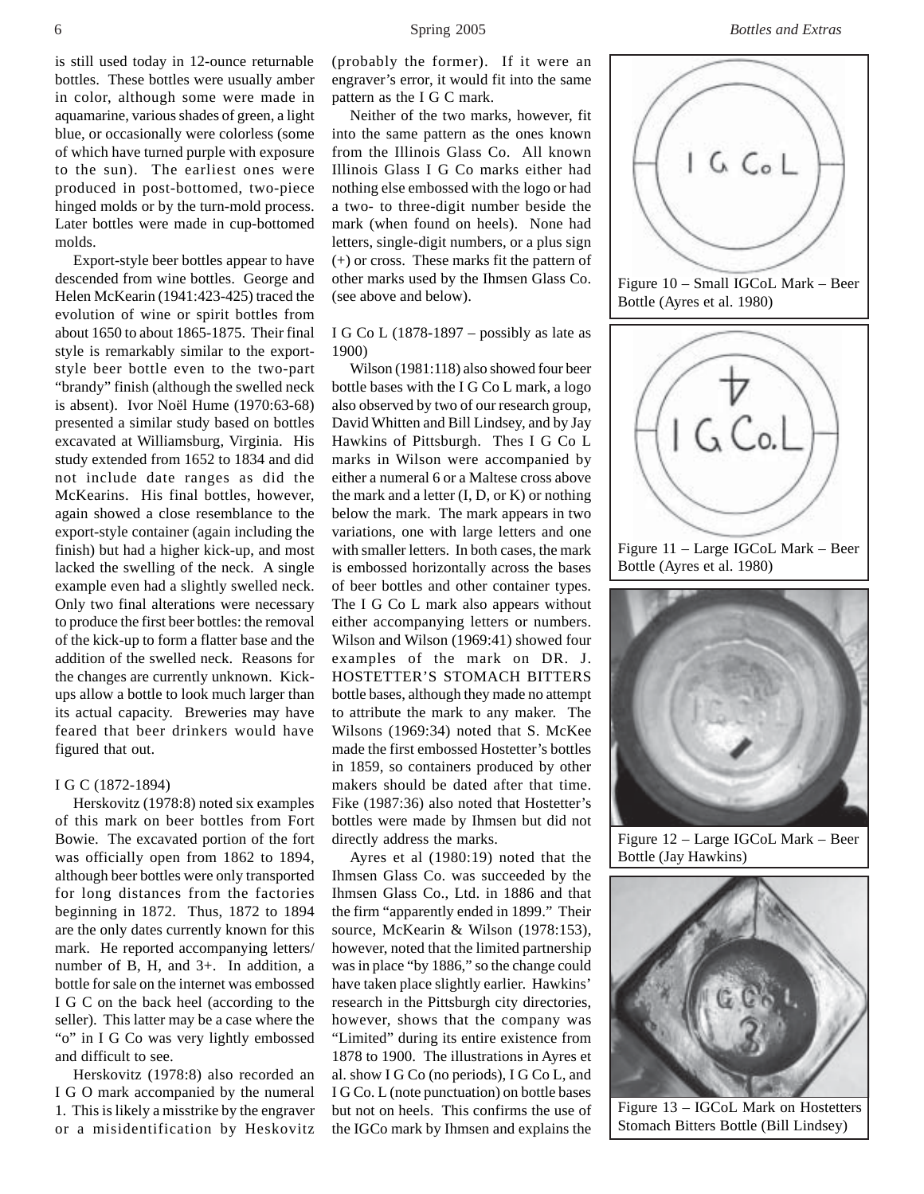is still used today in 12-ounce returnable bottles. These bottles were usually amber in color, although some were made in aquamarine, various shades of green, a light blue, or occasionally were colorless (some of which have turned purple with exposure to the sun). The earliest ones were produced in post-bottomed, two-piece hinged molds or by the turn-mold process. Later bottles were made in cup-bottomed molds.

Export-style beer bottles appear to have descended from wine bottles. George and Helen McKearin (1941:423-425) traced the evolution of wine or spirit bottles from about 1650 to about 1865-1875. Their final style is remarkably similar to the export-style beer bottle even to the two-part "brandy" finish (although the swelled neck is absent). Ivor Noël Hume (1970:63-68) presented a similar study based on bottles excavated at Williamsburg, Virginia. His study extended from 1652 to 1834 and did not include date ranges as did the McKearins. His final bottles, however, again showed a close resemblance to the export-style container (again including the finish) but had a higher kick-up, and most lacked the swelling of the neck. A single example even had a slightly swelled neck. Only two final alterations were necessary to produce the first beer bottles: the removal of the kick-up to form a flatter base and the addition of the swelled neck. Reasons for the changes are currently unknown. Kick-ups allow a bottle to look much larger than its actual capacity. Breweries may have feared that beer drinkers would have figured that out.

I G C (1872-1894)

Herskovitz (1978:8) noted six examples of this mark on beer bottles from Fort Bowie. The excavated portion of the fort was officially open from 1862 to 1894, although beer bottles were only transported for long distances from the factories beginning in 1872. Thus, 1872 to 1894 are the only dates currently known for this mark. He reported accompanying letters/number of B, H, and 3+. In addition, a bottle for sale on the internet was embossed I G C on the back heel (according to the seller). This latter may be a case where the "o" in I G Co was very lightly embossed and difficult to see.

Herskovitz (1978:8) also recorded an I G O mark accompanied by the numeral 1. This is likely a misstrike by the engraver or a misidentification by Heskovitz (probably the former). If it were an engraver's error, it would fit into the same pattern as the I G C mark.

Neither of the two marks, however, fit into the same pattern as the ones known from the Illinois Glass Co. All known Illinois Glass I G Co marks either had nothing else embossed with the logo or had a two- to three-digit number beside the mark (when found on heels). None had letters, single-digit numbers, or a plus sign (+) or cross. These marks fit the pattern of other marks used by the Ihmsen Glass Co. (see above and below).

I G Co L (1878-1897 – possibly as late as 1900)

Wilson (1981:118) also showed four beer bottle bases with the I G Co L mark, a logo also observed by two of our research group, David Whitten and Bill Lindsey, and by Jay Hawkins of Pittsburgh. Thes I G Co L marks in Wilson were accompanied by either a numeral 6 or a Maltese cross above the mark and a letter (I, D, or K) or nothing below the mark. The mark appears in two variations, one with large letters and one with smaller letters. In both cases, the mark is embossed horizontally across the bases of beer bottles and other container types. The I G Co L mark also appears without either accompanying letters or numbers. Wilson and Wilson (1969:41) showed four examples of the mark on DR. J. HOSTETTER'S STOMACH BITTERS bottle bases, although they made no attempt to attribute the mark to any maker. The Wilsons (1969:34) noted that S. McKee made the first embossed Hostetter's bottles in 1859, so containers produced by other makers should be dated after that time. Fike (1987:36) also noted that Hostetter's bottles were made by Ihmsen but did not directly address the marks.

Ayres et al (1980:19) noted that the Ihmsen Glass Co. was succeeded by the Ihmsen Glass Co., Ltd. in 1886 and that the firm "apparently ended in 1899." Their source, McKearin & Wilson (1978:153), however, noted that the limited partnership was in place "by 1886," so the change could have taken place slightly earlier. Hawkins' research in the Pittsburgh city directories, however, shows that the company was "Limited" during its entire existence from 1878 to 1900. The illustrations in Ayres et al. show I G Co (no periods), I G Co L, and I G Co. L (note punctuation) on bottle bases but not on heels. This confirms the use of the IGCo mark by Ihmsen and explains the

Figure 10 – Small IGCoL Mark – Beer Bottle (Ayres et al. 1980)

Figure 11 – Large IGCoL Mark – Beer Bottle (Ayres et al. 1980)

Figure 12 – Large IGCoL Mark – Beer Bottle (Jay Hawkins)

Figure 13 – IGCoL Mark on Hostetters Stomach Bitters Bottle (Bill Lindsey)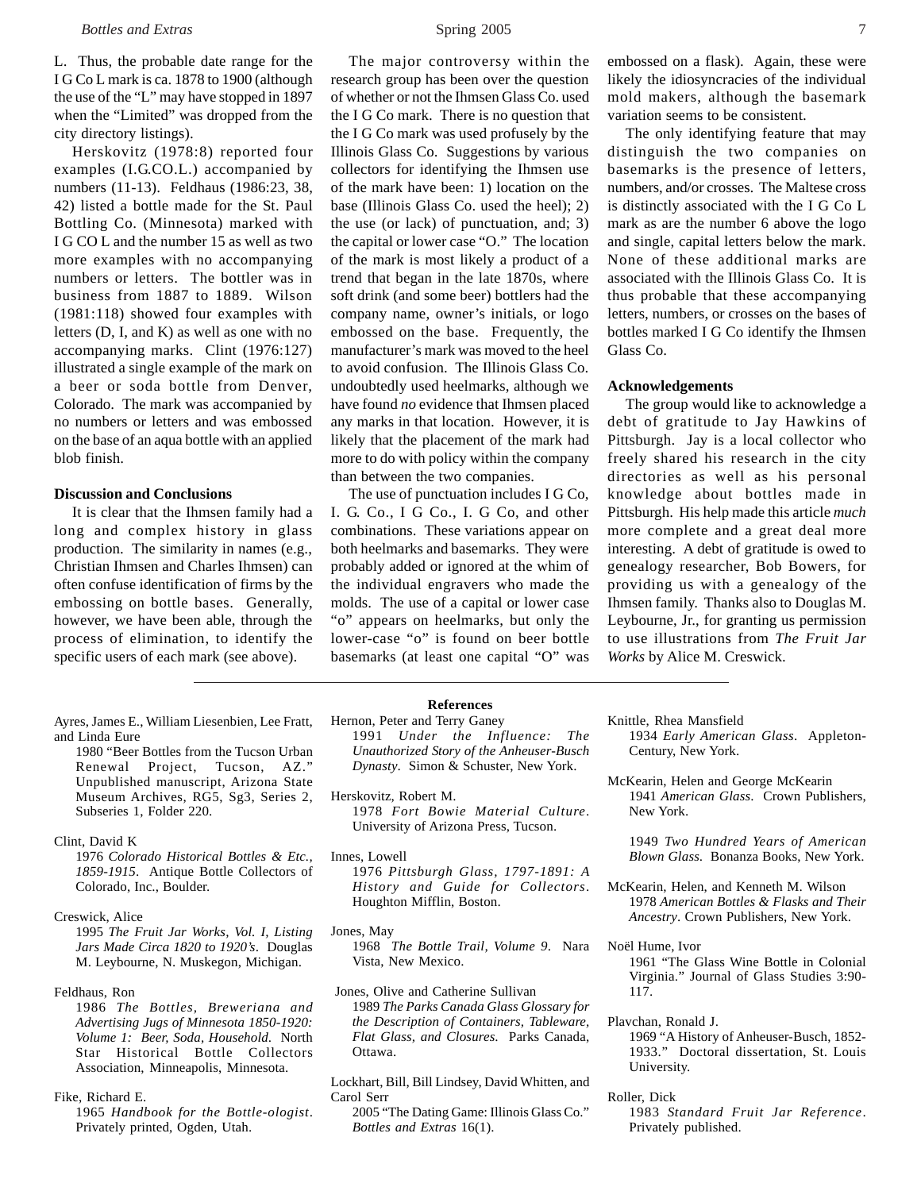L. Thus, the probable date range for the I G Co L mark is ca. 1878 to 1900 (although the use of the "L" may have stopped in 1897 when the "Limited" was dropped from the city directory listings).

Herskovitz (1978:8) reported four examples (I.G.CO.L.) accompanied by numbers (11-13). Feldhaus (1986:23, 38, 42) listed a bottle made for the St. Paul Bottling Co. (Minnesota) marked with I G CO L and the number 15 as well as two more examples with no accompanying numbers or letters. The bottler was in business from 1887 to 1889. Wilson (1981:118) showed four examples with letters (D, I, and K) as well as one with no accompanying marks. Clint (1976:127) illustrated a single example of the mark on a beer or soda bottle from Denver, Colorado. The mark was accompanied by no numbers or letters and was embossed on the base of an aqua bottle with an applied blob finish.

## Discussion and Conclusions

It is clear that the Ihmsen family had a long and complex history in glass production. The similarity in names (e.g., Christian Ihmsen and Charles Ihmsen) can often confuse identification of firms by the embossing on bottle bases. Generally, however, we have been able, through the process of elimination, to identify the specific users of each mark (see above).

The major controversy within the research group has been over the question of whether or not the Ihmsen Glass Co. used the I G Co mark. There is no question that the I G Co mark was used profusely by the Illinois Glass Co. Suggestions by various collectors for identifying the Ihmsen use of the mark have been: 1) location on the base (Illinois Glass Co. used the heel); 2) the use (or lack) of punctuation, and; 3) the capital or lower case "O." The location of the mark is most likely a product of a trend that began in the late 1870s, where soft drink (and some beer) bottlers had the company name, owner's initials, or logo embossed on the base. Frequently, the manufacturer's mark was moved to the heel to avoid confusion. The Illinois Glass Co. undoubtedly used heelmarks, although we have found *no* evidence that Ihmsen placed any marks in that location. However, it is likely that the placement of the mark had more to do with policy within the company than between the two companies.

The use of punctuation includes I G Co, I. G. Co., I G Co., I. G Co, and other combinations. These variations appear on both heelmarks and basemarks. They were probably added or ignored at the whim of the individual engravers who made the molds. The use of a capital or lower case "o" appears on heelmarks, but only the lower-case "o" is found on beer bottle basemarks (at least one capital "O" was embossed on a flask). Again, these were likely the idiosyncracies of the individual mold makers, although the basemark variation seems to be consistent.

The only identifying feature that may distinguish the two companies on basemarks is the presence of letters, numbers, and/or crosses. The Maltese cross is distinctly associated with the I G Co L mark as are the number 6 above the logo and single, capital letters below the mark. None of these additional marks are associated with the Illinois Glass Co. It is thus probable that these accompanying letters, numbers, or crosses on the bases of bottles marked I G Co identify the Ihmsen Glass Co.

## Acknowledgements

The group would like to acknowledge a debt of gratitude to Jay Hawkins of Pittsburgh. Jay is a local collector who freely shared his research in the city directories as well as his personal knowledge about bottles made in Pittsburgh. His help made this article *much* more complete and a great deal more interesting. A debt of gratitude is owed to genealogy researcher, Bob Bowers, for providing us with a genealogy of the Ihmsen family. Thanks also to Douglas M. Leybourne, Jr., for granting us permission to use illustrations from *The Fruit Jar Works* by Alice M. Creswick.

## References

Ayres, James E., William Liesenbien, Lee Fratt, and Linda Eure
1980 "Beer Bottles from the Tucson Urban Renewal Project, Tucson, AZ." Unpublished manuscript, Arizona State Museum Archives, RG5, Sg3, Series 2, Subseries 1, Folder 220.

Clint, David K
1976 *Colorado Historical Bottles & Etc., 1859-1915*. Antique Bottle Collectors of Colorado, Inc., Boulder.

Creswick, Alice
1995 *The Fruit Jar Works, Vol. I, Listing Jars Made Circa 1820 to 1920's*. Douglas M. Leybourne, N. Muskegon, Michigan.

Feldhaus, Ron
1986 *The Bottles, Breweriana and Advertising Jugs of Minnesota 1850-1920: Volume 1: Beer, Soda, Household.* North Star Historical Bottle Collectors Association, Minneapolis, Minnesota.

Fike, Richard E.
1965 *Handbook for the Bottle-ologist*. Privately printed, Ogden, Utah.

Hernon, Peter and Terry Ganey
1991 *Under the Influence: The Unauthorized Story of the Anheuser-Busch Dynasty*. Simon & Schuster, New York.

Herskovitz, Robert M.
1978 *Fort Bowie Material Culture*. University of Arizona Press, Tucson.

Innes, Lowell
1976 *Pittsburgh Glass, 1797-1891: A History and Guide for Collectors*. Houghton Mifflin, Boston.

Jones, May
1968 *The Bottle Trail, Volume 9*. Nara Vista, New Mexico.

Jones, Olive and Catherine Sullivan
1989 *The Parks Canada Glass Glossary for the Description of Containers, Tableware, Flat Glass, and Closures.* Parks Canada, Ottawa.

Lockhart, Bill, Bill Lindsey, David Whitten, and Carol Serr
2005 "The Dating Game: Illinois Glass Co." *Bottles and Extras* 16(1).

Knittle, Rhea Mansfield
1934 *Early American Glass*. Appleton-Century, New York.

McKearin, Helen and George McKearin
1941 *American Glass*. Crown Publishers, New York.

1949 *Two Hundred Years of American Blown Glass.* Bonanza Books, New York.

McKearin, Helen, and Kenneth M. Wilson
1978 *American Bottles & Flasks and Their Ancestry*. Crown Publishers, New York.

Noël Hume, Ivor
1961 "The Glass Wine Bottle in Colonial Virginia." Journal of Glass Studies 3:90-117.

Plavchan, Ronald J.
1969 "A History of Anheuser-Busch, 1852-1933." Doctoral dissertation, St. Louis University.

Roller, Dick
1983 *Standard Fruit Jar Reference*. Privately published.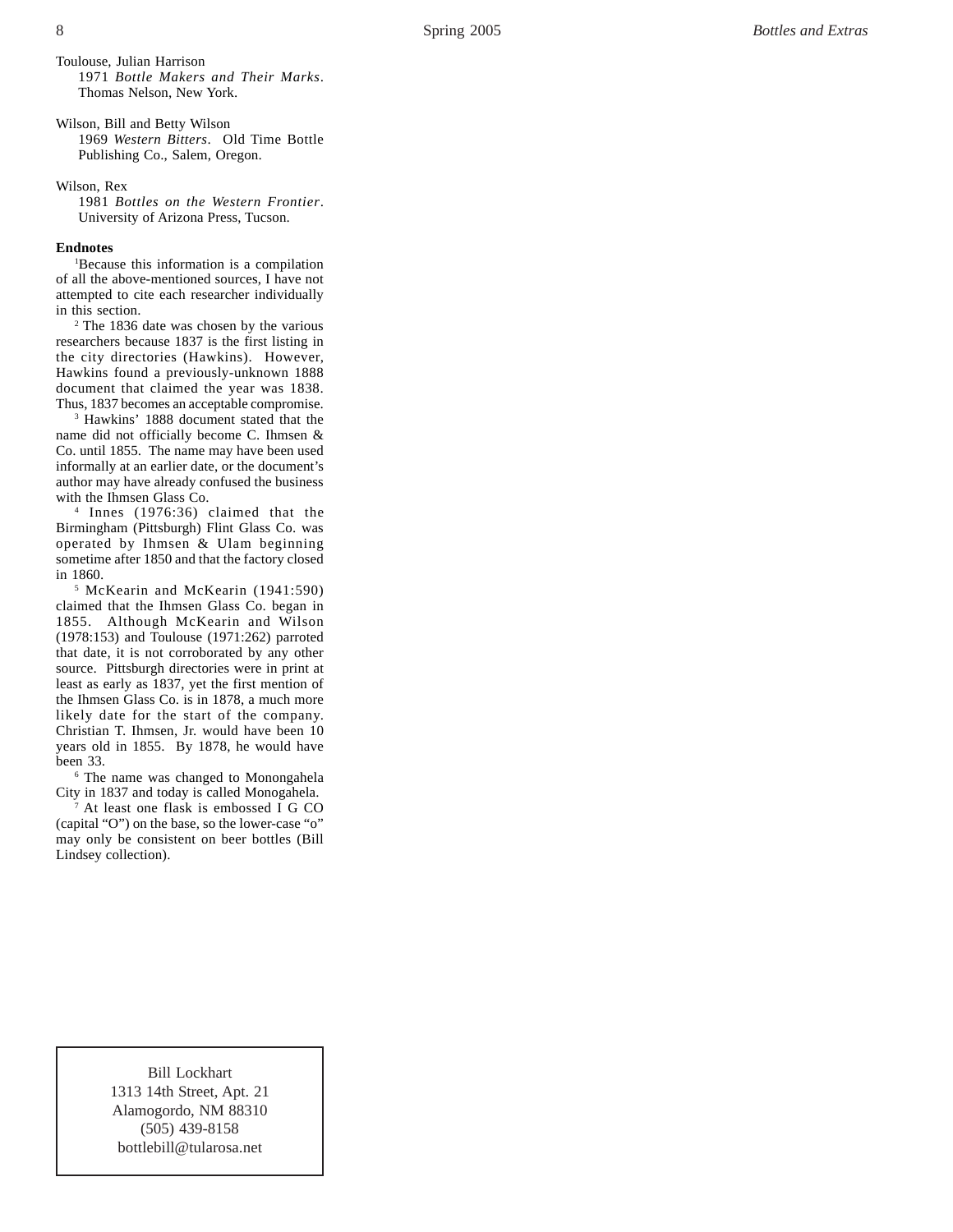Toulouse, Julian Harrison
1971 *Bottle Makers and Their Marks*. Thomas Nelson, New York.

Wilson, Bill and Betty Wilson
1969 *Western Bitters*. Old Time Bottle Publishing Co., Salem, Oregon.

Wilson, Rex
1981 *Bottles on the Western Frontier*. University of Arizona Press, Tucson.

**Endnotes**

[1]Because this information is a compilation of all the above-mentioned sources, I have not attempted to cite each researcher individually in this section.

[2] The 1836 date was chosen by the various researchers because 1837 is the first listing in the city directories (Hawkins). However, Hawkins found a previously-unknown 1888 document that claimed the year was 1838. Thus, 1837 becomes an acceptable compromise.

[3] Hawkins' 1888 document stated that the name did not officially become C. Ihmsen & Co. until 1855. The name may have been used informally at an earlier date, or the document's author may have already confused the business with the Ihmsen Glass Co.

[4] Innes (1976:36) claimed that the Birmingham (Pittsburgh) Flint Glass Co. was operated by Ihmsen & Ulam beginning sometime after 1850 and that the factory closed in 1860.

[5] McKearin and McKearin (1941:590) claimed that the Ihmsen Glass Co. began in 1855. Although McKearin and Wilson (1978:153) and Toulouse (1971:262) parroted that date, it is not corroborated by any other source. Pittsburgh directories were in print at least as early as 1837, yet the first mention of the Ihmsen Glass Co. is in 1878, a much more likely date for the start of the company. Christian T. Ihmsen, Jr. would have been 10 years old in 1855. By 1878, he would have been 33.

[6] The name was changed to Monongahela City in 1837 and today is called Monogahela.

[7] At least one flask is embossed I G CO (capital "O") on the base, so the lower-case "o" may only be consistent on beer bottles (Bill Lindsey collection).

Bill Lockhart
1313 14th Street, Apt. 21
Alamogordo, NM 88310
(505) 439-8158
bottlebill@tularosa.net